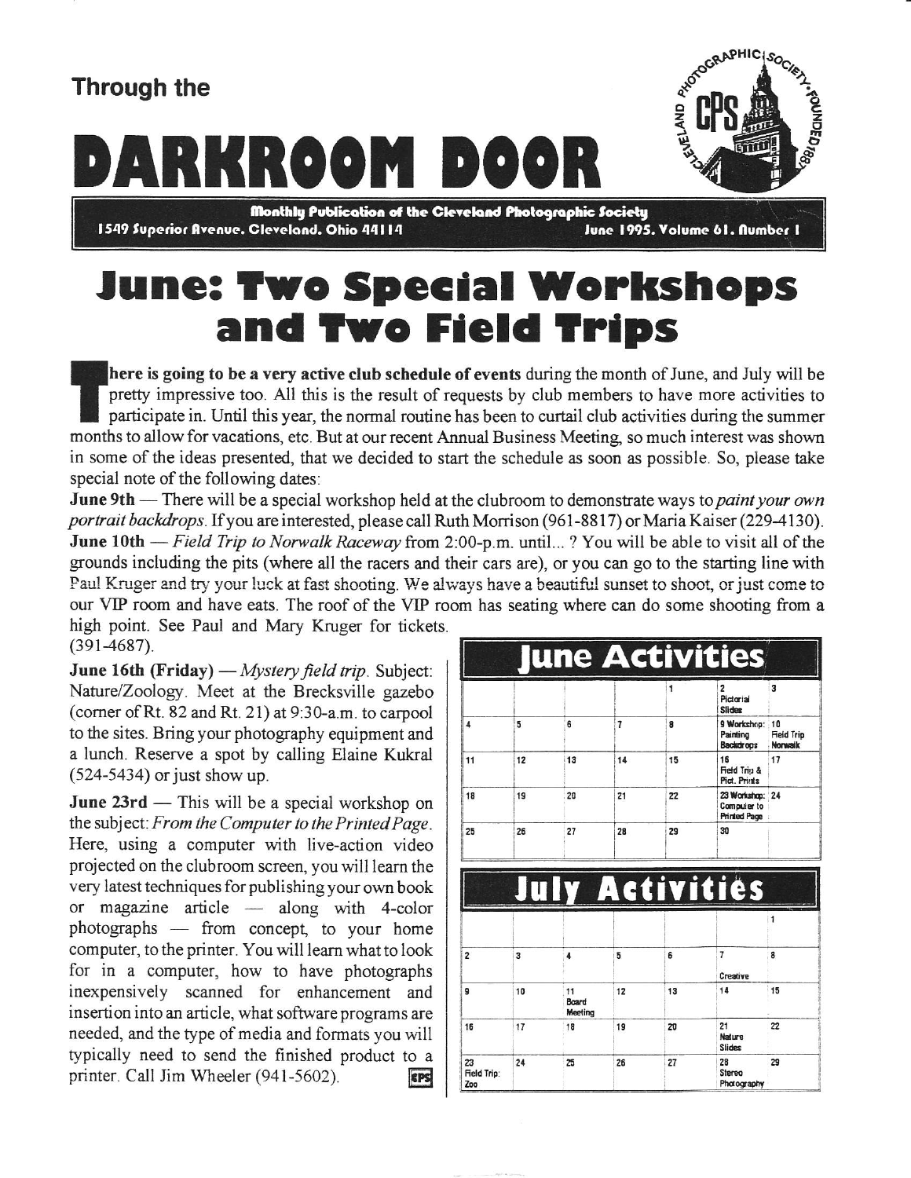Through the

# DARKROOM DOOR

Monthly Publication of the Cleveland Photographic Society
1549 Superior Avenue, Cleveland, Ohio 44114 — June 1995, Volume 61, Number 1

# June: Two Special Workshops and Two Field Trips

**There is going to be a very active club schedule of events** during the month of June, and July will be pretty impressive too. All this is the result of requests by club members to have more activities to participate in. Until this year, the normal routine has been to curtail club activities during the summer months to allow for vacations, etc. But at our recent Annual Business Meeting, so much interest was shown in some of the ideas presented, that we decided to start the schedule as soon as possible. So, please take special note of the following dates:

**June 9th** — There will be a special workshop held at the clubroom to demonstrate ways to *paint your own portrait backdrops*. If you are interested, please call Ruth Morrison (961-8817) or Maria Kaiser (229-4130).

**June 10th** — *Field Trip to Norwalk Raceway* from 2:00-p.m. until... ? You will be able to visit all of the grounds including the pits (where all the racers and their cars are), or you can go to the starting line with Paul Kruger and try your luck at fast shooting. We always have a beautiful sunset to shoot, or just come to our VIP room and have eats. The roof of the VIP room has seating where can do some shooting from a high point. See Paul and Mary Kruger for tickets. (391-4687).

**June 16th (Friday)** — *Mystery field trip*. Subject: Nature/Zoology. Meet at the Brecksville gazebo (corner of Rt. 82 and Rt. 21) at 9:30-a.m. to carpool to the sites. Bring your photography equipment and a lunch. Reserve a spot by calling Elaine Kukral (524-5434) or just show up.

**June 23rd** — This will be a special workshop on the subject: *From the Computer to the Printed Page*. Here, using a computer with live-action video projected on the clubroom screen, you will learn the very latest techniques for publishing your own book or magazine article — along with 4-color photographs — from concept, to your home computer, to the printer. You will learn what to look for in a computer, how to have photographs inexpensively scanned for enhancement and insertion into an article, what software programs are needed, and the type of media and formats you will typically need to send the finished product to a printer. Call Jim Wheeler (941-5602).

## June Activities

| | | | | | | |
|---|---|---|---|---|---|---|
| | | | | 1 | 2 Pictorial Slides | 3 |
| 4 | 5 | 6 | 7 | 8 | 9 Workshop: Painting Backdrops | 10 Field Trip Norwalk |
| 11 | 12 | 13 | 14 | 15 | 16 Field Trip & Pict. Prints | 17 |
| 18 | 19 | 20 | 21 | 22 | 23 Workshop: Computer to Printed Page | 24 |
| 25 | 26 | 27 | 28 | 29 | 30 | |

## July Activities

| | | | | | | |
|---|---|---|---|---|---|---|
| | | | | | | 1 |
| 2 | 3 | 4 | 5 | 6 | 7 Creative | 8 |
| 9 | 10 | 11 Board Meeting | 12 | 13 | 14 | 15 |
| 16 | 17 | 18 | 19 | 20 | 21 Nature Slides | 22 |
| 23 Field Trip: Zoo | 24 | 25 | 26 | 27 | 28 Stereo Photography | 29 |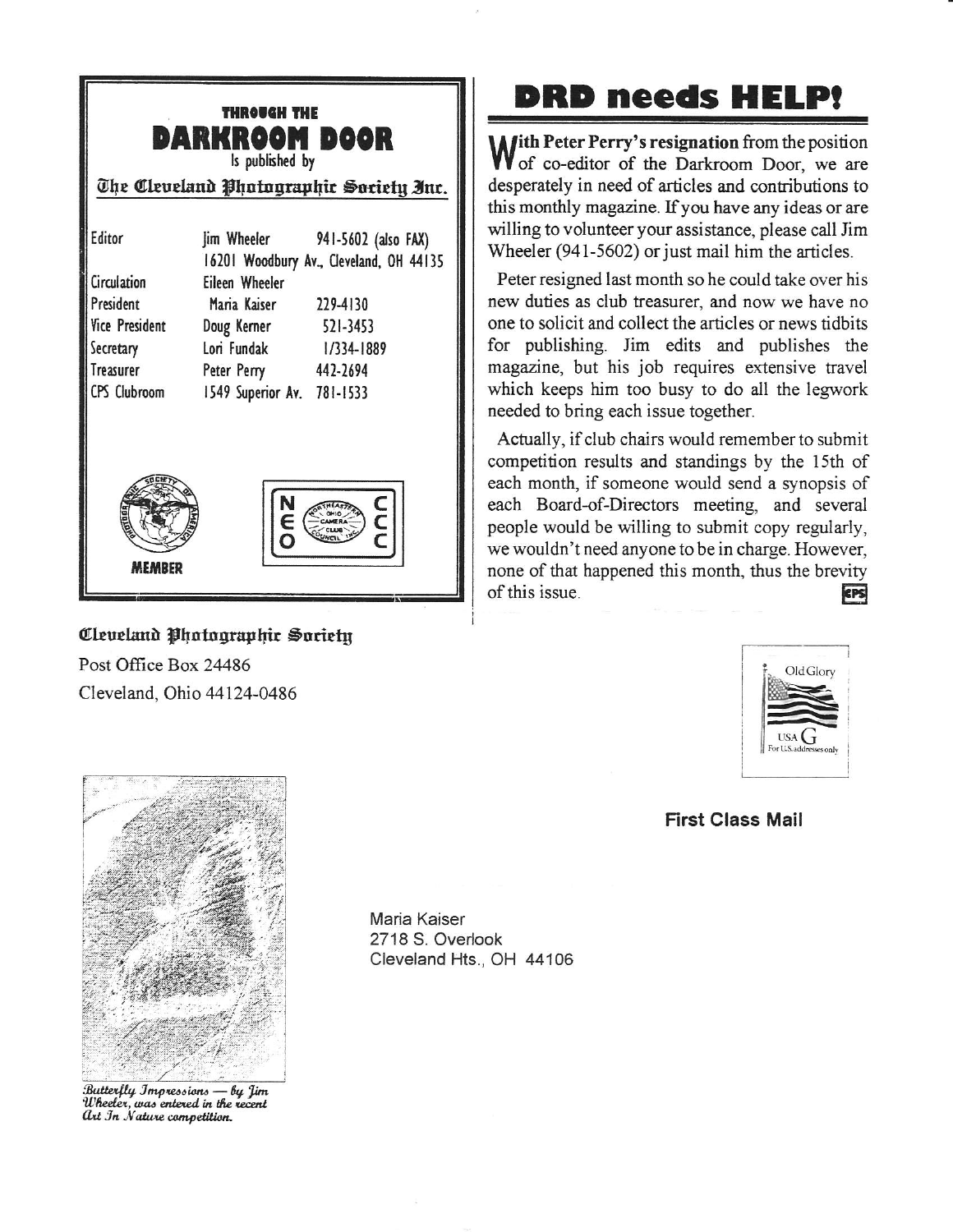THROUGH THE

# DARKROOM DOOR

Is published by

**The Cleveland Photographic Society Inc.**

| | | |
|---|---|---|
| Editor | Jim Wheeler | 941-5602 (also FAX) |
| | 16201 Woodbury Av., Cleveland, OH 44135 | |
| Circulation | Eileen Wheeler | |
| President | Maria Kaiser | 229-4130 |
| Vice President | Doug Kerner | 521-3453 |
| Secretary | Lori Fundak | 1/334-1889 |
| Treasurer | Peter Perry | 442-2694 |
| CPS Clubroom | 1549 Superior Av. | 781-1533 |

MEMBER

# DRD needs HELP!

**With Peter Perry's resignation** from the position of co-editor of the Darkroom Door, we are desperately in need of articles and contributions to this monthly magazine. If you have any ideas or are willing to volunteer your assistance, please call Jim Wheeler (941-5602) or just mail him the articles.

Peter resigned last month so he could take over his new duties as club treasurer, and now we have no one to solicit and collect the articles or news tidbits for publishing. Jim edits and publishes the magazine, but his job requires extensive travel which keeps him too busy to do all the legwork needed to bring each issue together.

Actually, if club chairs would remember to submit competition results and standings by the 15th of each month, if someone would send a synopsis of each Board-of-Directors meeting, and several people would be willing to submit copy regularly, we wouldn't need anyone to be in charge. However, none of that happened this month, thus the brevity of this issue.

**Cleveland Photographic Society**
Post Office Box 24486
Cleveland, Ohio 44124-0486

*Butterfly Impressions — by Jim Wheeler, was entered in the recent Art In Nature competition.*

**First Class Mail**

Maria Kaiser
2718 S. Overlook
Cleveland Hts., OH 44106